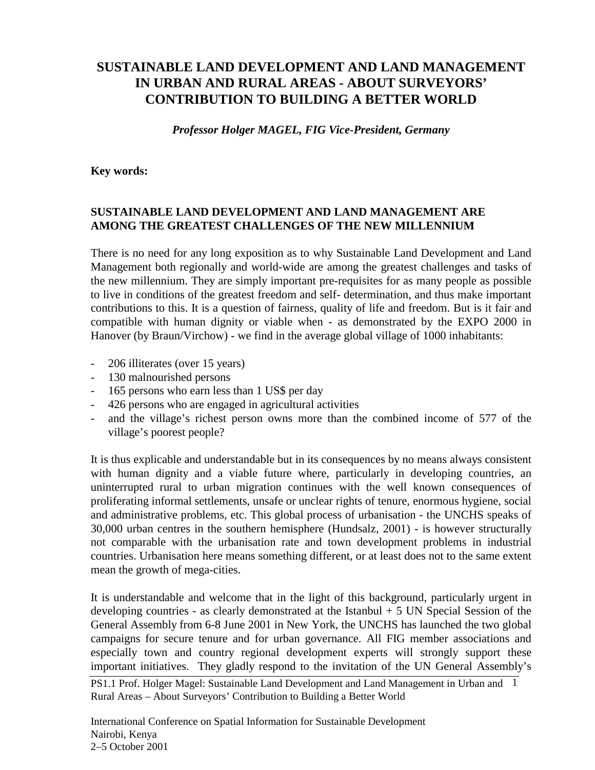# SUSTAINABLE LAND DEVELOPMENT AND LAND MANAGEMENT IN URBAN AND RURAL AREAS - ABOUT SURVEYORS' CONTRIBUTION TO BUILDING A BETTER WORLD

***Professor Holger MAGEL, FIG Vice-President, Germany***

**Key words:**

## SUSTAINABLE LAND DEVELOPMENT AND LAND MANAGEMENT ARE AMONG THE GREATEST CHALLENGES OF THE NEW MILLENNIUM

There is no need for any long exposition as to why Sustainable Land Development and Land Management both regionally and world-wide are among the greatest challenges and tasks of the new millennium. They are simply important pre-requisites for as many people as possible to live in conditions of the greatest freedom and self- determination, and thus make important contributions to this. It is a question of fairness, quality of life and freedom. But is it fair and compatible with human dignity or viable when - as demonstrated by the EXPO 2000 in Hanover (by Braun/Virchow) - we find in the average global village of 1000 inhabitants:

- 206 illiterates (over 15 years)
- 130 malnourished persons
- 165 persons who earn less than 1 US$ per day
- 426 persons who are engaged in agricultural activities
- and the village's richest person owns more than the combined income of 577 of the village's poorest people?

It is thus explicable and understandable but in its consequences by no means always consistent with human dignity and a viable future where, particularly in developing countries, an uninterrupted rural to urban migration continues with the well known consequences of proliferating informal settlements, unsafe or unclear rights of tenure, enormous hygiene, social and administrative problems, etc. This global process of urbanisation - the UNCHS speaks of 30,000 urban centres in the southern hemisphere (Hundsalz, 2001) - is however structurally not comparable with the urbanisation rate and town development problems in industrial countries. Urbanisation here means something different, or at least does not to the same extent mean the growth of mega-cities.

It is understandable and welcome that in the light of this background, particularly urgent in developing countries - as clearly demonstrated at the Istanbul + 5 UN Special Session of the General Assembly from 6-8 June 2001 in New York, the UNCHS has launched the two global campaigns for secure tenure and for urban governance. All FIG member associations and especially town and country regional development experts will strongly support these important initiatives. They gladly respond to the invitation of the UN General Assembly's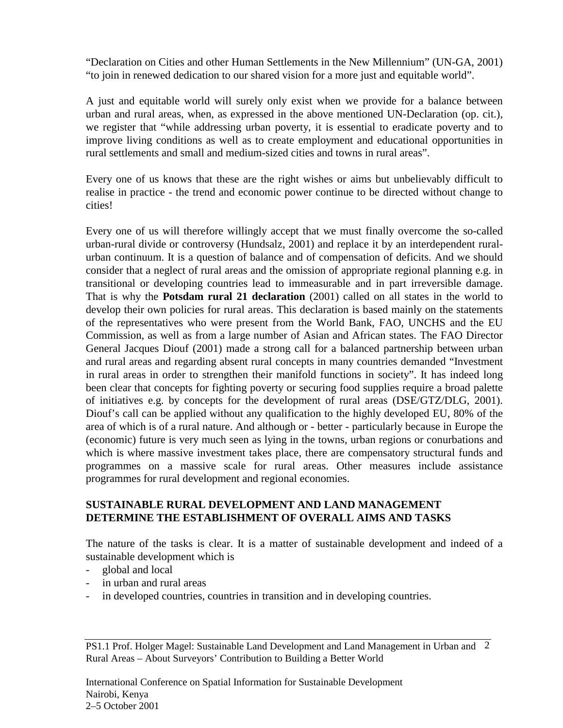"Declaration on Cities and other Human Settlements in the New Millennium" (UN-GA, 2001) "to join in renewed dedication to our shared vision for a more just and equitable world".

A just and equitable world will surely only exist when we provide for a balance between urban and rural areas, when, as expressed in the above mentioned UN-Declaration (op. cit.), we register that "while addressing urban poverty, it is essential to eradicate poverty and to improve living conditions as well as to create employment and educational opportunities in rural settlements and small and medium-sized cities and towns in rural areas".

Every one of us knows that these are the right wishes or aims but unbelievably difficult to realise in practice - the trend and economic power continue to be directed without change to cities!

Every one of us will therefore willingly accept that we must finally overcome the so-called urban-rural divide or controversy (Hundsalz, 2001) and replace it by an interdependent rural-urban continuum. It is a question of balance and of compensation of deficits. And we should consider that a neglect of rural areas and the omission of appropriate regional planning e.g. in transitional or developing countries lead to immeasurable and in part irreversible damage. That is why the **Potsdam rural 21 declaration** (2001) called on all states in the world to develop their own policies for rural areas. This declaration is based mainly on the statements of the representatives who were present from the World Bank, FAO, UNCHS and the EU Commission, as well as from a large number of Asian and African states. The FAO Director General Jacques Diouf (2001) made a strong call for a balanced partnership between urban and rural areas and regarding absent rural concepts in many countries demanded "Investment in rural areas in order to strengthen their manifold functions in society". It has indeed long been clear that concepts for fighting poverty or securing food supplies require a broad palette of initiatives e.g. by concepts for the development of rural areas (DSE/GTZ/DLG, 2001). Diouf's call can be applied without any qualification to the highly developed EU, 80% of the area of which is of a rural nature. And although or - better - particularly because in Europe the (economic) future is very much seen as lying in the towns, urban regions or conurbations and which is where massive investment takes place, there are compensatory structural funds and programmes on a massive scale for rural areas. Other measures include assistance programmes for rural development and regional economies.

## SUSTAINABLE RURAL DEVELOPMENT AND LAND MANAGEMENT DETERMINE THE ESTABLISHMENT OF OVERALL AIMS AND TASKS

The nature of the tasks is clear. It is a matter of sustainable development and indeed of a sustainable development which is

- global and local
- in urban and rural areas
- in developed countries, countries in transition and in developing countries.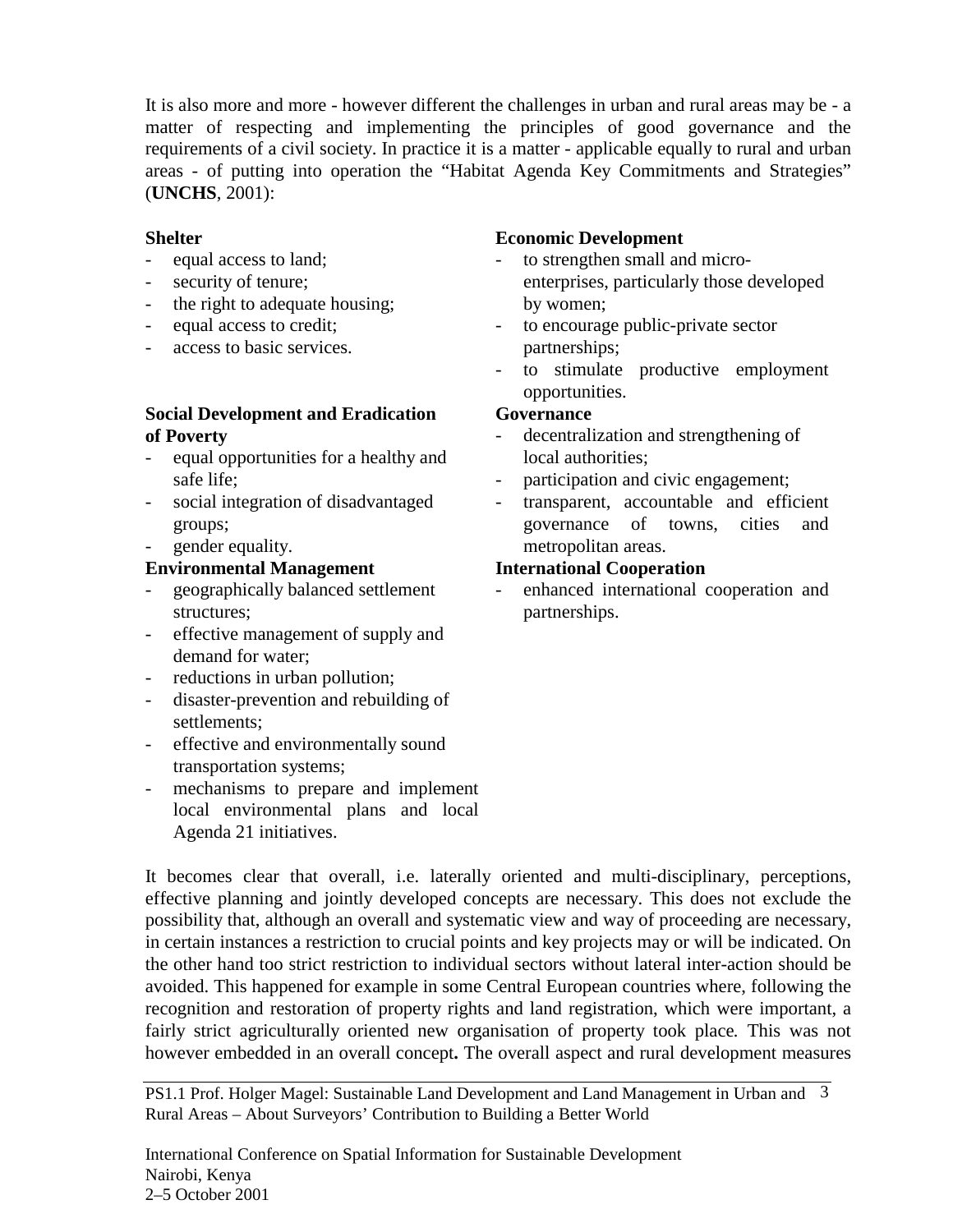It is also more and more - however different the challenges in urban and rural areas may be - a matter of respecting and implementing the principles of good governance and the requirements of a civil society. In practice it is a matter - applicable equally to rural and urban areas - of putting into operation the "Habitat Agenda Key Commitments and Strategies" (**UNCHS**, 2001):

**Shelter**

- equal access to land;
- security of tenure;
- the right to adequate housing;
- equal access to credit;
- access to basic services.

**Social Development and Eradication of Poverty**

- equal opportunities for a healthy and safe life;
- social integration of disadvantaged groups;
- gender equality.

**Environmental Management**

- geographically balanced settlement structures;
- effective management of supply and demand for water;
- reductions in urban pollution;
- disaster-prevention and rebuilding of settlements;
- effective and environmentally sound transportation systems;
- mechanisms to prepare and implement local environmental plans and local Agenda 21 initiatives.

**Economic Development**

- to strengthen small and micro-enterprises, particularly those developed by women;
- to encourage public-private sector partnerships;
- to stimulate productive employment opportunities.

**Governance**

- decentralization and strengthening of local authorities;
- participation and civic engagement;
- transparent, accountable and efficient governance of towns, cities and metropolitan areas.

**International Cooperation**

- enhanced international cooperation and partnerships.

It becomes clear that overall, i.e. laterally oriented and multi-disciplinary, perceptions, effective planning and jointly developed concepts are necessary. This does not exclude the possibility that, although an overall and systematic view and way of proceeding are necessary, in certain instances a restriction to crucial points and key projects may or will be indicated. On the other hand too strict restriction to individual sectors without lateral inter-action should be avoided. This happened for example in some Central European countries where, following the recognition and restoration of property rights and land registration, which were important, a fairly strict agriculturally oriented new organisation of property took place. This was not however embedded in an overall concept**.** The overall aspect and rural development measures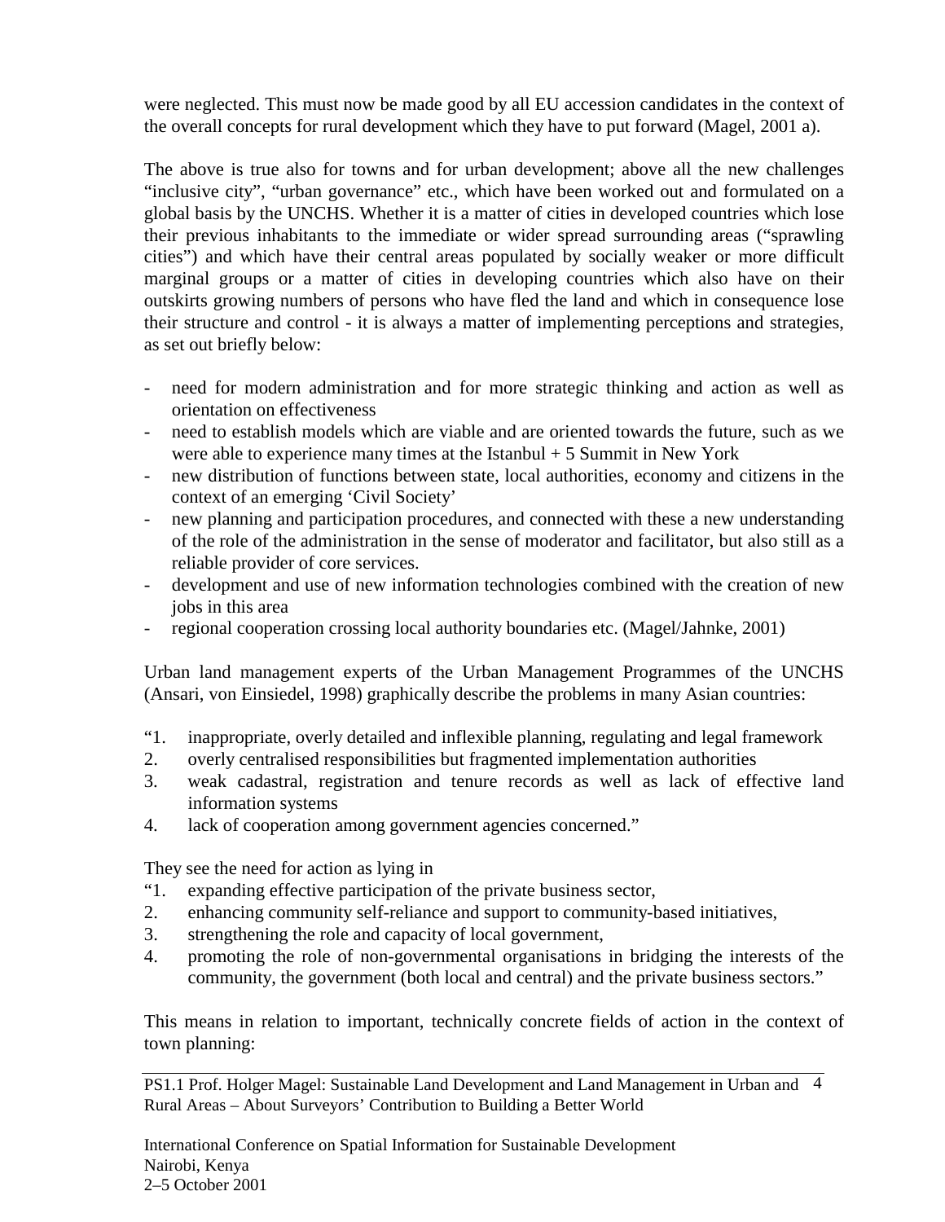were neglected. This must now be made good by all EU accession candidates in the context of the overall concepts for rural development which they have to put forward (Magel, 2001 a).

The above is true also for towns and for urban development; above all the new challenges “inclusive city”, “urban governance” etc., which have been worked out and formulated on a global basis by the UNCHS. Whether it is a matter of cities in developed countries which lose their previous inhabitants to the immediate or wider spread surrounding areas (“sprawling cities”) and which have their central areas populated by socially weaker or more difficult marginal groups or a matter of cities in developing countries which also have on their outskirts growing numbers of persons who have fled the land and which in consequence lose their structure and control - it is always a matter of implementing perceptions and strategies, as set out briefly below:

- need for modern administration and for more strategic thinking and action as well as orientation on effectiveness
- need to establish models which are viable and are oriented towards the future, such as we were able to experience many times at the Istanbul + 5 Summit in New York
- new distribution of functions between state, local authorities, economy and citizens in the context of an emerging ‘Civil Society’
- new planning and participation procedures, and connected with these a new understanding of the role of the administration in the sense of moderator and facilitator, but also still as a reliable provider of core services.
- development and use of new information technologies combined with the creation of new jobs in this area
- regional cooperation crossing local authority boundaries etc. (Magel/Jahnke, 2001)

Urban land management experts of the Urban Management Programmes of the UNCHS (Ansari, von Einsiedel, 1998) graphically describe the problems in many Asian countries:

“1. inappropriate, overly detailed and inflexible planning, regulating and legal framework
2. overly centralised responsibilities but fragmented implementation authorities
3. weak cadastral, registration and tenure records as well as lack of effective land information systems
4. lack of cooperation among government agencies concerned.”

They see the need for action as lying in
“1. expanding effective participation of the private business sector,
2. enhancing community self-reliance and support to community-based initiatives,
3. strengthening the role and capacity of local government,
4. promoting the role of non-governmental organisations in bridging the interests of the community, the government (both local and central) and the private business sectors.”

This means in relation to important, technically concrete fields of action in the context of town planning: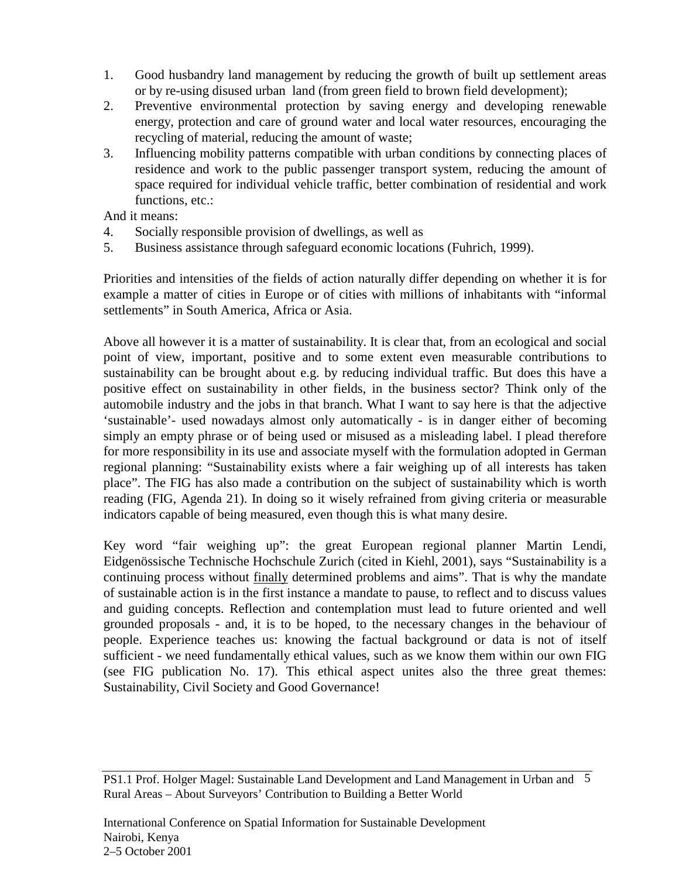1. Good husbandry land management by reducing the growth of built up settlement areas or by re-using disused urban land (from green field to brown field development);
2. Preventive environmental protection by saving energy and developing renewable energy, protection and care of ground water and local water resources, encouraging the recycling of material, reducing the amount of waste;
3. Influencing mobility patterns compatible with urban conditions by connecting places of residence and work to the public passenger transport system, reducing the amount of space required for individual vehicle traffic, better combination of residential and work functions, etc.:

And it means:

4. Socially responsible provision of dwellings, as well as
5. Business assistance through safeguard economic locations (Fuhrich, 1999).

Priorities and intensities of the fields of action naturally differ depending on whether it is for example a matter of cities in Europe or of cities with millions of inhabitants with "informal settlements" in South America, Africa or Asia.

Above all however it is a matter of sustainability. It is clear that, from an ecological and social point of view, important, positive and to some extent even measurable contributions to sustainability can be brought about e.g. by reducing individual traffic. But does this have a positive effect on sustainability in other fields, in the business sector? Think only of the automobile industry and the jobs in that branch. What I want to say here is that the adjective 'sustainable'- used nowadays almost only automatically - is in danger either of becoming simply an empty phrase or of being used or misused as a misleading label. I plead therefore for more responsibility in its use and associate myself with the formulation adopted in German regional planning: "Sustainability exists where a fair weighing up of all interests has taken place". The FIG has also made a contribution on the subject of sustainability which is worth reading (FIG, Agenda 21). In doing so it wisely refrained from giving criteria or measurable indicators capable of being measured, even though this is what many desire.

Key word "fair weighing up": the great European regional planner Martin Lendi, Eidgenössische Technische Hochschule Zurich (cited in Kiehl, 2001), says "Sustainability is a continuing process without <u>finally</u> determined problems and aims". That is why the mandate of sustainable action is in the first instance a mandate to pause, to reflect and to discuss values and guiding concepts. Reflection and contemplation must lead to future oriented and well grounded proposals - and, it is to be hoped, to the necessary changes in the behaviour of people. Experience teaches us: knowing the factual background or data is not of itself sufficient - we need fundamentally ethical values, such as we know them within our own FIG (see FIG publication No. 17). This ethical aspect unites also the three great themes: Sustainability, Civil Society and Good Governance!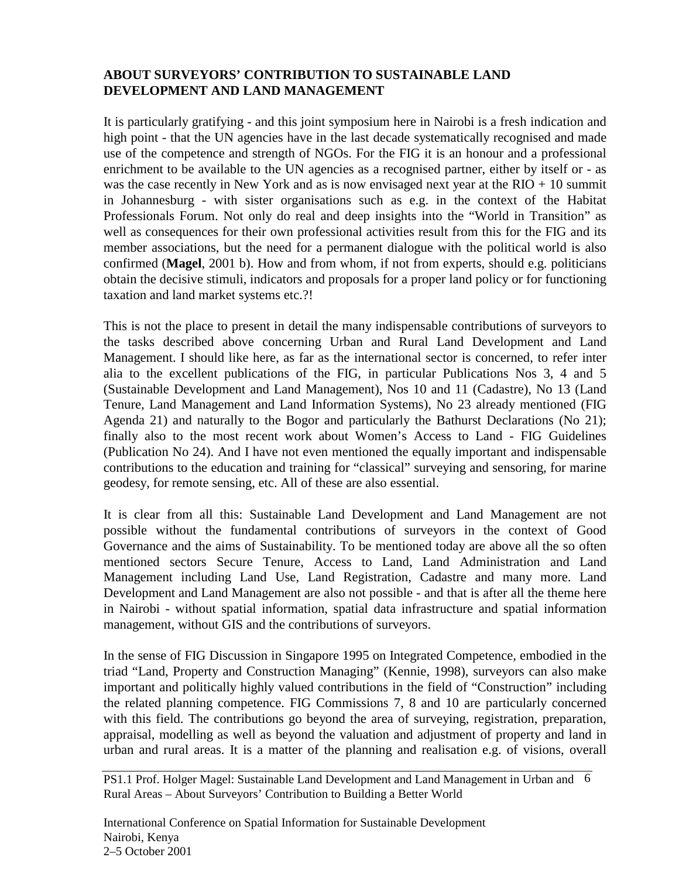## ABOUT SURVEYORS' CONTRIBUTION TO SUSTAINABLE LAND DEVELOPMENT AND LAND MANAGEMENT

It is particularly gratifying - and this joint symposium here in Nairobi is a fresh indication and high point - that the UN agencies have in the last decade systematically recognised and made use of the competence and strength of NGOs. For the FIG it is an honour and a professional enrichment to be available to the UN agencies as a recognised partner, either by itself or - as was the case recently in New York and as is now envisaged next year at the RIO + 10 summit in Johannesburg - with sister organisations such as e.g. in the context of the Habitat Professionals Forum. Not only do real and deep insights into the "World in Transition" as well as consequences for their own professional activities result from this for the FIG and its member associations, but the need for a permanent dialogue with the political world is also confirmed (**Magel**, 2001 b). How and from whom, if not from experts, should e.g. politicians obtain the decisive stimuli, indicators and proposals for a proper land policy or for functioning taxation and land market systems etc.?!

This is not the place to present in detail the many indispensable contributions of surveyors to the tasks described above concerning Urban and Rural Land Development and Land Management. I should like here, as far as the international sector is concerned, to refer inter alia to the excellent publications of the FIG, in particular Publications Nos 3, 4 and 5 (Sustainable Development and Land Management), Nos 10 and 11 (Cadastre), No 13 (Land Tenure, Land Management and Land Information Systems), No 23 already mentioned (FIG Agenda 21) and naturally to the Bogor and particularly the Bathurst Declarations (No 21); finally also to the most recent work about Women's Access to Land - FIG Guidelines (Publication No 24). And I have not even mentioned the equally important and indispensable contributions to the education and training for "classical" surveying and sensoring, for marine geodesy, for remote sensing, etc. All of these are also essential.

It is clear from all this: Sustainable Land Development and Land Management are not possible without the fundamental contributions of surveyors in the context of Good Governance and the aims of Sustainability. To be mentioned today are above all the so often mentioned sectors Secure Tenure, Access to Land, Land Administration and Land Management including Land Use, Land Registration, Cadastre and many more. Land Development and Land Management are also not possible - and that is after all the theme here in Nairobi - without spatial information, spatial data infrastructure and spatial information management, without GIS and the contributions of surveyors.

In the sense of FIG Discussion in Singapore 1995 on Integrated Competence, embodied in the triad "Land, Property and Construction Managing" (Kennie, 1998), surveyors can also make important and politically highly valued contributions in the field of "Construction" including the related planning competence. FIG Commissions 7, 8 and 10 are particularly concerned with this field. The contributions go beyond the area of surveying, registration, preparation, appraisal, modelling as well as beyond the valuation and adjustment of property and land in urban and rural areas. It is a matter of the planning and realisation e.g. of visions, overall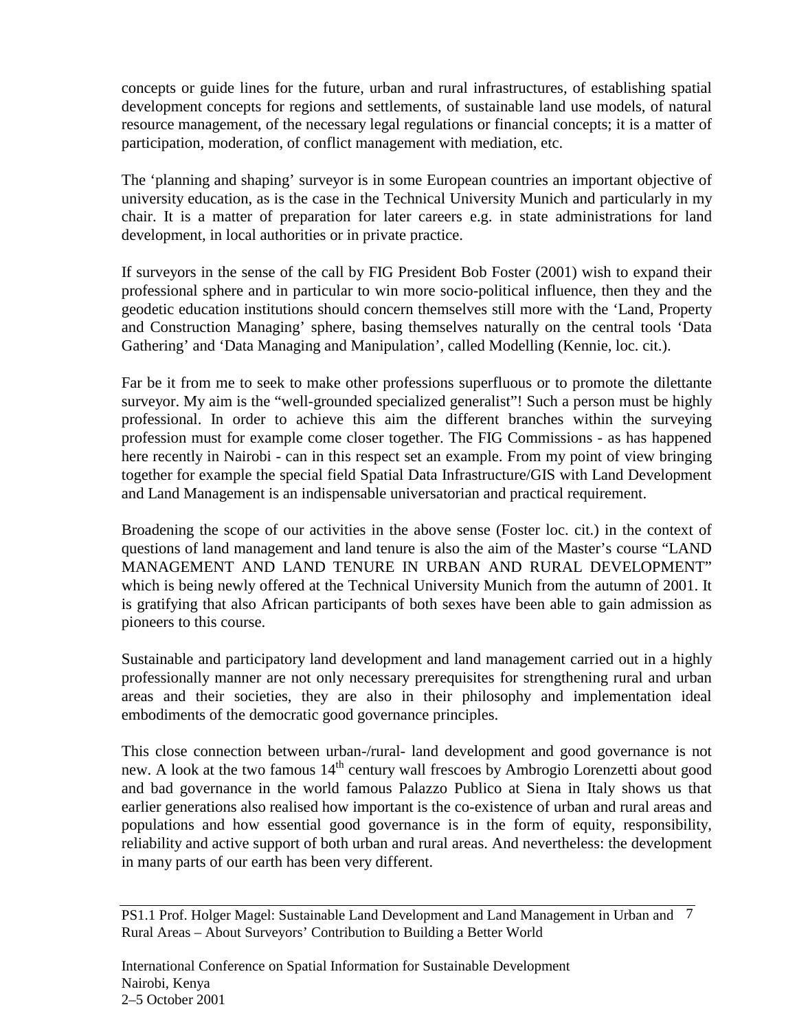concepts or guide lines for the future, urban and rural infrastructures, of establishing spatial development concepts for regions and settlements, of sustainable land use models, of natural resource management, of the necessary legal regulations or financial concepts; it is a matter of participation, moderation, of conflict management with mediation, etc.

The 'planning and shaping' surveyor is in some European countries an important objective of university education, as is the case in the Technical University Munich and particularly in my chair. It is a matter of preparation for later careers e.g. in state administrations for land development, in local authorities or in private practice.

If surveyors in the sense of the call by FIG President Bob Foster (2001) wish to expand their professional sphere and in particular to win more socio-political influence, then they and the geodetic education institutions should concern themselves still more with the 'Land, Property and Construction Managing' sphere, basing themselves naturally on the central tools 'Data Gathering' and 'Data Managing and Manipulation', called Modelling (Kennie, loc. cit.).

Far be it from me to seek to make other professions superfluous or to promote the dilettante surveyor. My aim is the "well-grounded specialized generalist"! Such a person must be highly professional. In order to achieve this aim the different branches within the surveying profession must for example come closer together. The FIG Commissions - as has happened here recently in Nairobi - can in this respect set an example. From my point of view bringing together for example the special field Spatial Data Infrastructure/GIS with Land Development and Land Management is an indispensable universatorian and practical requirement.

Broadening the scope of our activities in the above sense (Foster loc. cit.) in the context of questions of land management and land tenure is also the aim of the Master's course "LAND MANAGEMENT AND LAND TENURE IN URBAN AND RURAL DEVELOPMENT" which is being newly offered at the Technical University Munich from the autumn of 2001. It is gratifying that also African participants of both sexes have been able to gain admission as pioneers to this course.

Sustainable and participatory land development and land management carried out in a highly professionally manner are not only necessary prerequisites for strengthening rural and urban areas and their societies, they are also in their philosophy and implementation ideal embodiments of the democratic good governance principles.

This close connection between urban-/rural- land development and good governance is not new. A look at the two famous 14th century wall frescoes by Ambrogio Lorenzetti about good and bad governance in the world famous Palazzo Publico at Siena in Italy shows us that earlier generations also realised how important is the co-existence of urban and rural areas and populations and how essential good governance is in the form of equity, responsibility, reliability and active support of both urban and rural areas. And nevertheless: the development in many parts of our earth has been very different.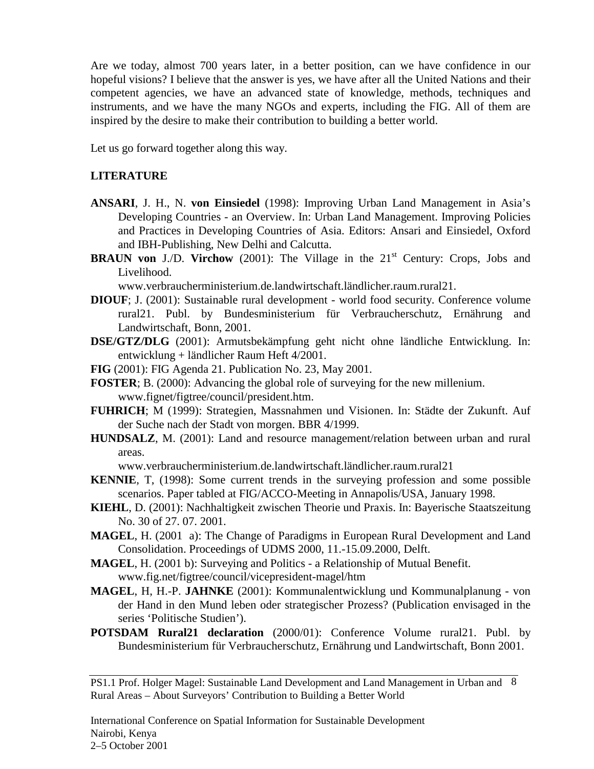Are we today, almost 700 years later, in a better position, can we have confidence in our hopeful visions? I believe that the answer is yes, we have after all the United Nations and their competent agencies, we have an advanced state of knowledge, methods, techniques and instruments, and we have the many NGOs and experts, including the FIG. All of them are inspired by the desire to make their contribution to building a better world.

Let us go forward together along this way.

## LITERATURE

**ANSARI**, J. H., N. **von Einsiedel** (1998): Improving Urban Land Management in Asia's Developing Countries - an Overview. In: Urban Land Management. Improving Policies and Practices in Developing Countries of Asia. Editors: Ansari and Einsiedel, Oxford and IBH-Publishing, New Delhi and Calcutta.

**BRAUN von** J./D. **Virchow** (2001): The Village in the 21st Century: Crops, Jobs and Livelihood. www.verbraucherministerium.de.landwirtschaft.ländlicher.raum.rural21.

**DIOUF**; J. (2001): Sustainable rural development - world food security. Conference volume rural21. Publ. by Bundesministerium für Verbraucherschutz, Ernährung and Landwirtschaft, Bonn, 2001.

**DSE/GTZ/DLG** (2001): Armutsbekämpfung geht nicht ohne ländliche Entwicklung. In: entwicklung + ländlicher Raum Heft 4/2001.

**FIG** (2001): FIG Agenda 21. Publication No. 23, May 2001.

**FOSTER**; B. (2000): Advancing the global role of surveying for the new millenium. www.fignet/figtree/council/president.htm.

**FUHRICH**; M (1999): Strategien, Massnahmen und Visionen. In: Städte der Zukunft. Auf der Suche nach der Stadt von morgen. BBR 4/1999.

**HUNDSALZ**, M. (2001): Land and resource management/relation between urban and rural areas. www.verbraucherministerium.de.landwirtschaft.ländlicher.raum.rural21

**KENNIE**, T, (1998): Some current trends in the surveying profession and some possible scenarios. Paper tabled at FIG/ACCO-Meeting in Annapolis/USA, January 1998.

**KIEHL**, D. (2001): Nachhaltigkeit zwischen Theorie und Praxis. In: Bayerische Staatszeitung No. 30 of 27. 07. 2001.

**MAGEL**, H. (2001 a): The Change of Paradigms in European Rural Development and Land Consolidation. Proceedings of UDMS 2000, 11.-15.09.2000, Delft.

**MAGEL**, H. (2001 b): Surveying and Politics - a Relationship of Mutual Benefit. www.fig.net/figtree/council/vicepresident-magel/htm

**MAGEL**, H, H.-P. **JAHNKE** (2001): Kommunalentwicklung und Kommunalplanung - von der Hand in den Mund leben oder strategischer Prozess? (Publication envisaged in the series 'Politische Studien').

**POTSDAM Rural21 declaration** (2000/01): Conference Volume rural21. Publ. by Bundesministerium für Verbraucherschutz, Ernährung und Landwirtschaft, Bonn 2001.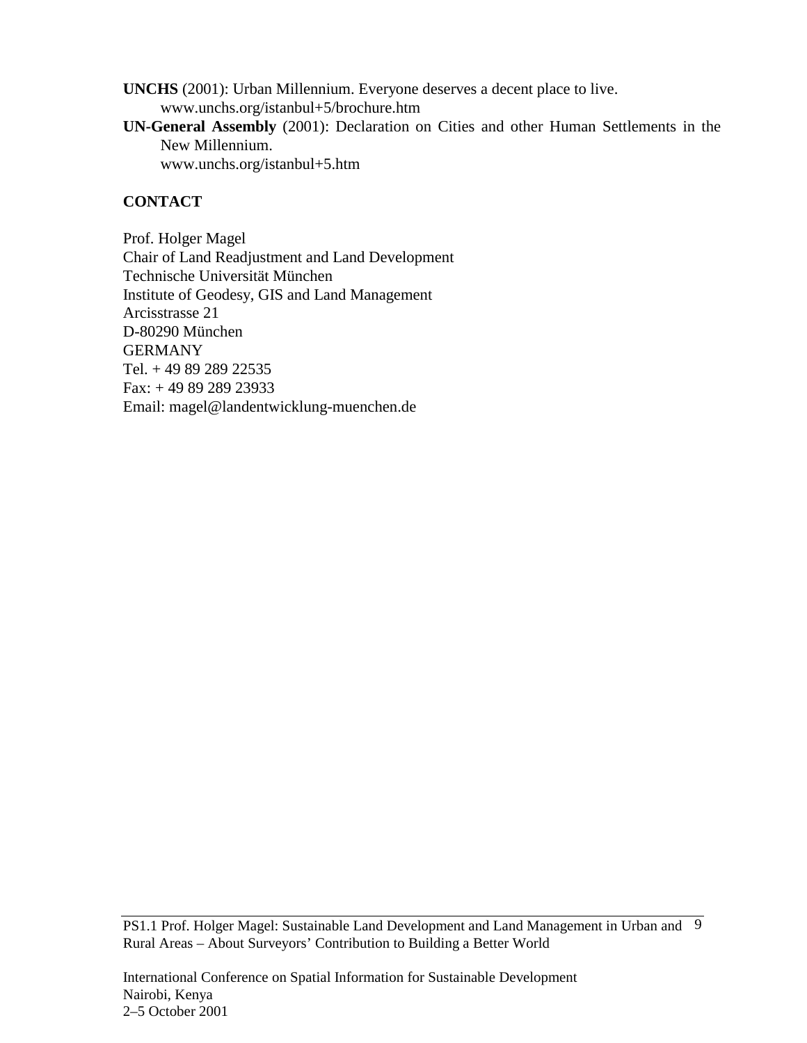**UNCHS** (2001): Urban Millennium. Everyone deserves a decent place to live. www.unchs.org/istanbul+5/brochure.htm

**UN-General Assembly** (2001): Declaration on Cities and other Human Settlements in the New Millennium. www.unchs.org/istanbul+5.htm

## CONTACT

Prof. Holger Magel
Chair of Land Readjustment and Land Development
Technische Universität München
Institute of Geodesy, GIS and Land Management
Arcisstrasse 21
D-80290 München
GERMANY
Tel. + 49 89 289 22535
Fax: + 49 89 289 23933
Email: magel@landentwicklung-muenchen.de